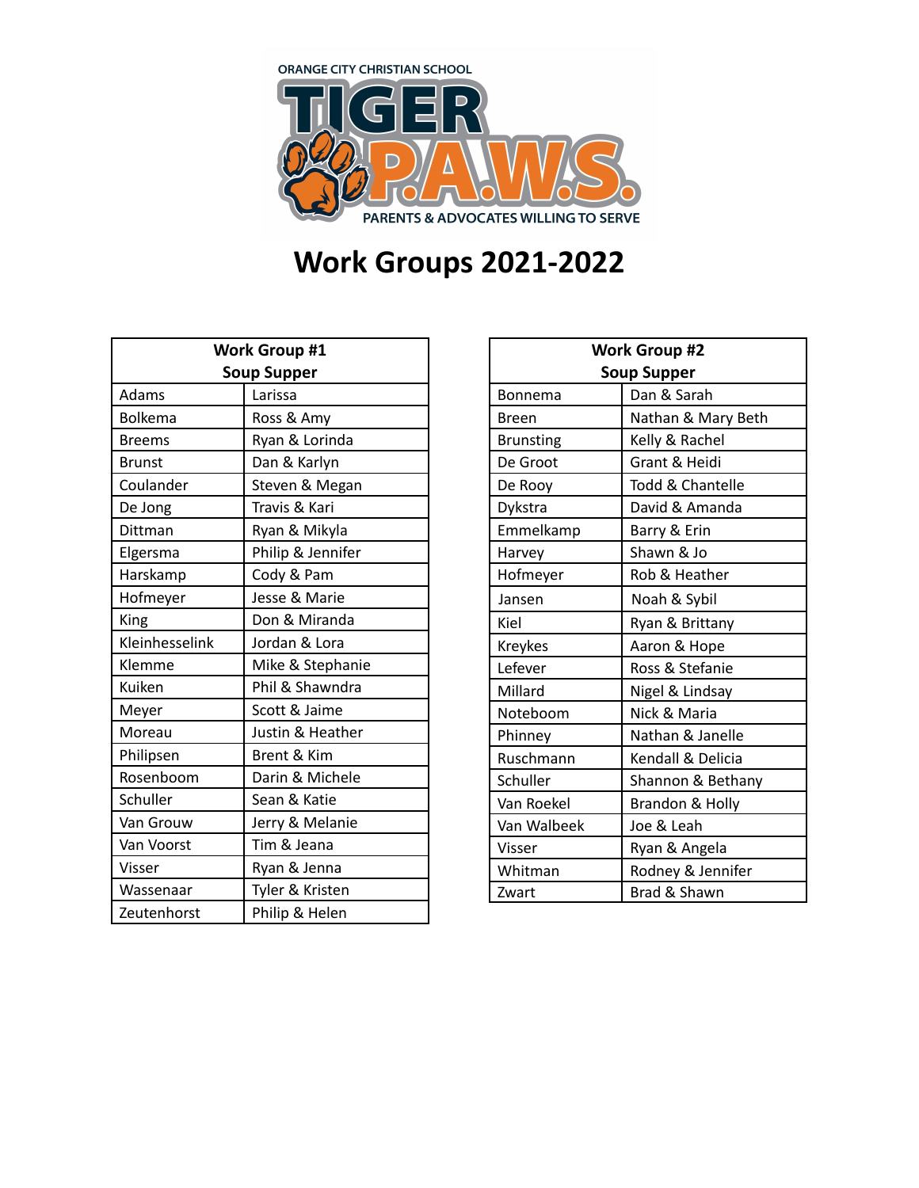ORANGE CITY CHRISTIAN SCHOOL

TIGER P.A.W.S.

PARENTS & ADVOCATES WILLING TO SERVE

# Work Groups 2021-2022

| Work Group #1<br>Soup Supper | |
|---|---|
| Adams | Larissa |
| Bolkema | Ross & Amy |
| Breems | Ryan & Lorinda |
| Brunst | Dan & Karlyn |
| Coulander | Steven & Megan |
| De Jong | Travis & Kari |
| Dittman | Ryan & Mikyla |
| Elgersma | Philip & Jennifer |
| Harskamp | Cody & Pam |
| Hofmeyer | Jesse & Marie |
| King | Don & Miranda |
| Kleinhesselink | Jordan & Lora |
| Klemme | Mike & Stephanie |
| Kuiken | Phil & Shawndra |
| Meyer | Scott & Jaime |
| Moreau | Justin & Heather |
| Philipsen | Brent & Kim |
| Rosenboom | Darin & Michele |
| Schuller | Sean & Katie |
| Van Grouw | Jerry & Melanie |
| Van Voorst | Tim & Jeana |
| Visser | Ryan & Jenna |
| Wassenaar | Tyler & Kristen |
| Zeutenhorst | Philip & Helen |

| Work Group #2<br>Soup Supper | |
|---|---|
| Bonnema | Dan & Sarah |
| Breen | Nathan & Mary Beth |
| Brunsting | Kelly & Rachel |
| De Groot | Grant & Heidi |
| De Rooy | Todd & Chantelle |
| Dykstra | David & Amanda |
| Emmelkamp | Barry & Erin |
| Harvey | Shawn & Jo |
| Hofmeyer | Rob & Heather |
| Jansen | Noah & Sybil |
| Kiel | Ryan & Brittany |
| Kreykes | Aaron & Hope |
| Lefever | Ross & Stefanie |
| Millard | Nigel & Lindsay |
| Noteboom | Nick & Maria |
| Phinney | Nathan & Janelle |
| Ruschmann | Kendall & Delicia |
| Schuller | Shannon & Bethany |
| Van Roekel | Brandon & Holly |
| Van Walbeek | Joe & Leah |
| Visser | Ryan & Angela |
| Whitman | Rodney & Jennifer |
| Zwart | Brad & Shawn |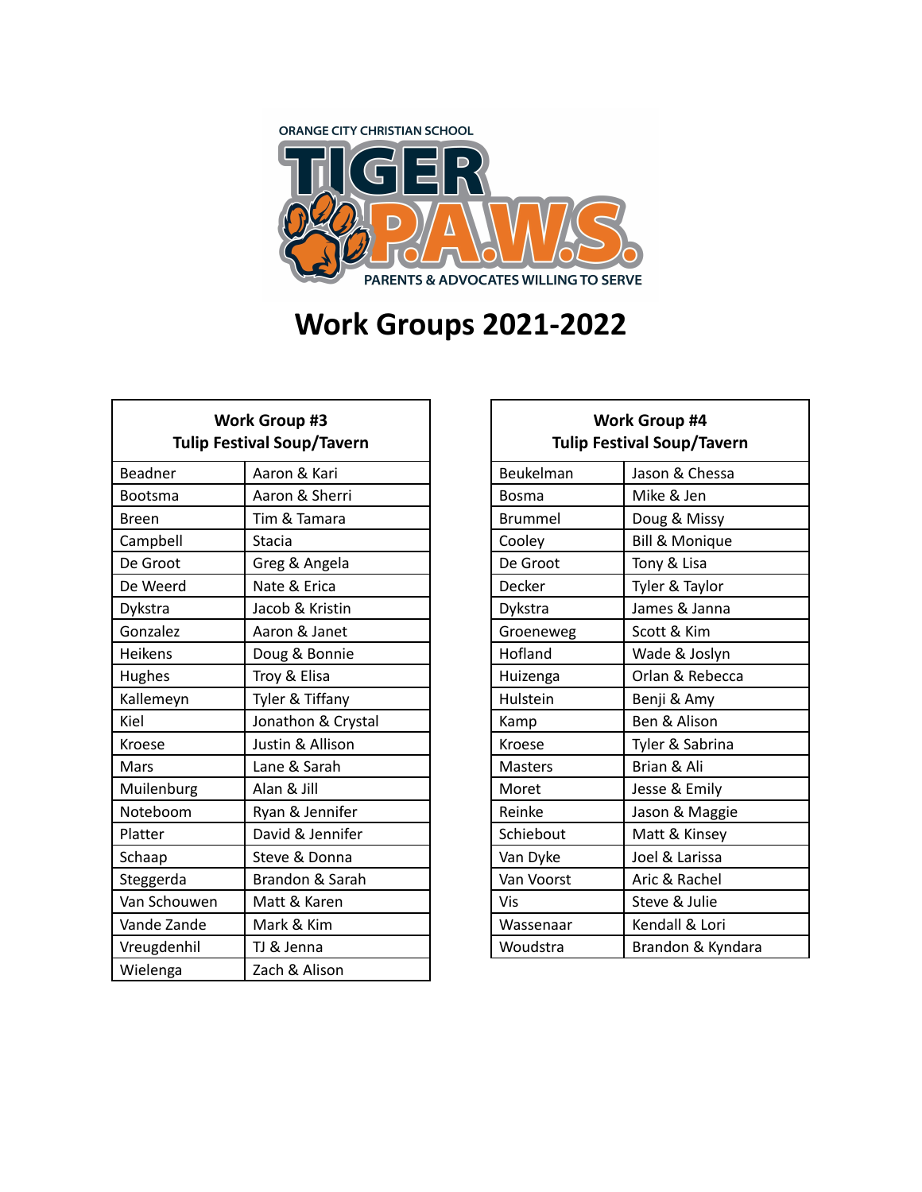ORANGE CITY CHRISTIAN SCHOOL

TIGER P.A.W.S.

PARENTS & ADVOCATES WILLING TO SERVE

# Work Groups 2021-2022

| Work Group #3 Tulip Festival Soup/Tavern | |
|---|---|
| Beadner | Aaron & Kari |
| Bootsma | Aaron & Sherri |
| Breen | Tim & Tamara |
| Campbell | Stacia |
| De Groot | Greg & Angela |
| De Weerd | Nate & Erica |
| Dykstra | Jacob & Kristin |
| Gonzalez | Aaron & Janet |
| Heikens | Doug & Bonnie |
| Hughes | Troy & Elisa |
| Kallemeyn | Tyler & Tiffany |
| Kiel | Jonathon & Crystal |
| Kroese | Justin & Allison |
| Mars | Lane & Sarah |
| Muilenburg | Alan & Jill |
| Noteboom | Ryan & Jennifer |
| Platter | David & Jennifer |
| Schaap | Steve & Donna |
| Steggerda | Brandon & Sarah |
| Van Schouwen | Matt & Karen |
| Vande Zande | Mark & Kim |
| Vreugdenhil | TJ & Jenna |
| Wielenga | Zach & Alison |

| Work Group #4 Tulip Festival Soup/Tavern | |
|---|---|
| Beukelman | Jason & Chessa |
| Bosma | Mike & Jen |
| Brummel | Doug & Missy |
| Cooley | Bill & Monique |
| De Groot | Tony & Lisa |
| Decker | Tyler & Taylor |
| Dykstra | James & Janna |
| Groeneweg | Scott & Kim |
| Hofland | Wade & Joslyn |
| Huizenga | Orlan & Rebecca |
| Hulstein | Benji & Amy |
| Kamp | Ben & Alison |
| Kroese | Tyler & Sabrina |
| Masters | Brian & Ali |
| Moret | Jesse & Emily |
| Reinke | Jason & Maggie |
| Schiebout | Matt & Kinsey |
| Van Dyke | Joel & Larissa |
| Van Voorst | Aric & Rachel |
| Vis | Steve & Julie |
| Wassenaar | Kendall & Lori |
| Woudstra | Brandon & Kyndara |